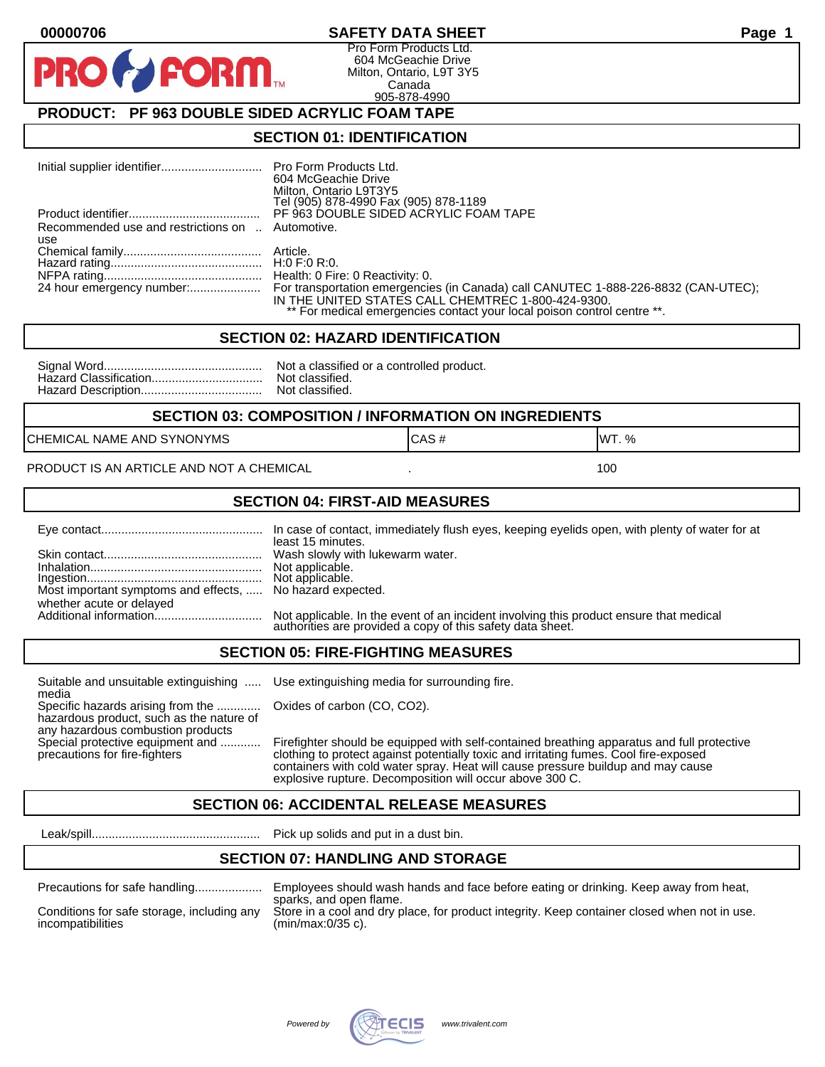00000706 **SAFETY DATA SHEET**

Pro Form Products Ltd.
604 McGeachie Drive
Milton, Ontario, L9T 3Y5
Canada
905-878-4990

## PRODUCT: PF 963 DOUBLE SIDED ACRYLIC FOAM TAPE

## SECTION 01: IDENTIFICATION

| | |
|---|---|
| Initial supplier identifier | Pro Form Products Ltd. 604 McGeachie Drive Milton, Ontario L9T3Y5 Tel (905) 878-4990 Fax (905) 878-1189 |
| Product identifier | PF 963 DOUBLE SIDED ACRYLIC FOAM TAPE |
| Recommended use and restrictions on use | Automotive. |
| Chemical family | Article. |
| Hazard rating | H:0 F:0 R:0. |
| NFPA rating | Health: 0 Fire: 0 Reactivity: 0. |
| 24 hour emergency number: | For transportation emergencies (in Canada) call CANUTEC 1-888-226-8832 (CAN-UTEC); IN THE UNITED STATES CALL CHEMTREC 1-800-424-9300. ** For medical emergencies contact your local poison control centre **. |

## SECTION 02: HAZARD IDENTIFICATION

| | |
|---|---|
| Signal Word | Not a classified or a controlled product. |
| Hazard Classification | Not classified. |
| Hazard Description | Not classified. |

## SECTION 03: COMPOSITION / INFORMATION ON INGREDIENTS

| CHEMICAL NAME AND SYNONYMS | CAS # | WT. % |
|---|---|---|
| PRODUCT IS AN ARTICLE AND NOT A CHEMICAL | . | 100 |

## SECTION 04: FIRST-AID MEASURES

| | |
|---|---|
| Eye contact | In case of contact, immediately flush eyes, keeping eyelids open, with plenty of water for at least 15 minutes. |
| Skin contact | Wash slowly with lukewarm water. |
| Inhalation | Not applicable. |
| Ingestion | Not applicable. |
| Most important symptoms and effects, whether acute or delayed | No hazard expected. |
| Additional information | Not applicable. In the event of an incident involving this product ensure that medical authorities are provided a copy of this safety data sheet. |

## SECTION 05: FIRE-FIGHTING MEASURES

| | |
|---|---|
| Suitable and unsuitable extinguishing media | Use extinguishing media for surrounding fire. |
| Specific hazards arising from the hazardous product, such as the nature of any hazardous combustion products | Oxides of carbon (CO, CO2). |
| Special protective equipment and precautions for fire-fighters | Firefighter should be equipped with self-contained breathing apparatus and full protective clothing to protect against potentially toxic and irritating fumes. Cool fire-exposed containers with cold water spray. Heat will cause pressure buildup and may cause explosive rupture. Decomposition will occur above 300 C. |

## SECTION 06: ACCIDENTAL RELEASE MEASURES

| | |
|---|---|
| Leak/spill | Pick up solids and put in a dust bin. |

## SECTION 07: HANDLING AND STORAGE

| | |
|---|---|
| Precautions for safe handling | Employees should wash hands and face before eating or drinking. Keep away from heat, sparks, and open flame. |
| Conditions for safe storage, including any incompatibilities | Store in a cool and dry place, for product integrity. Keep container closed when not in use. (min/max:0/35 c). |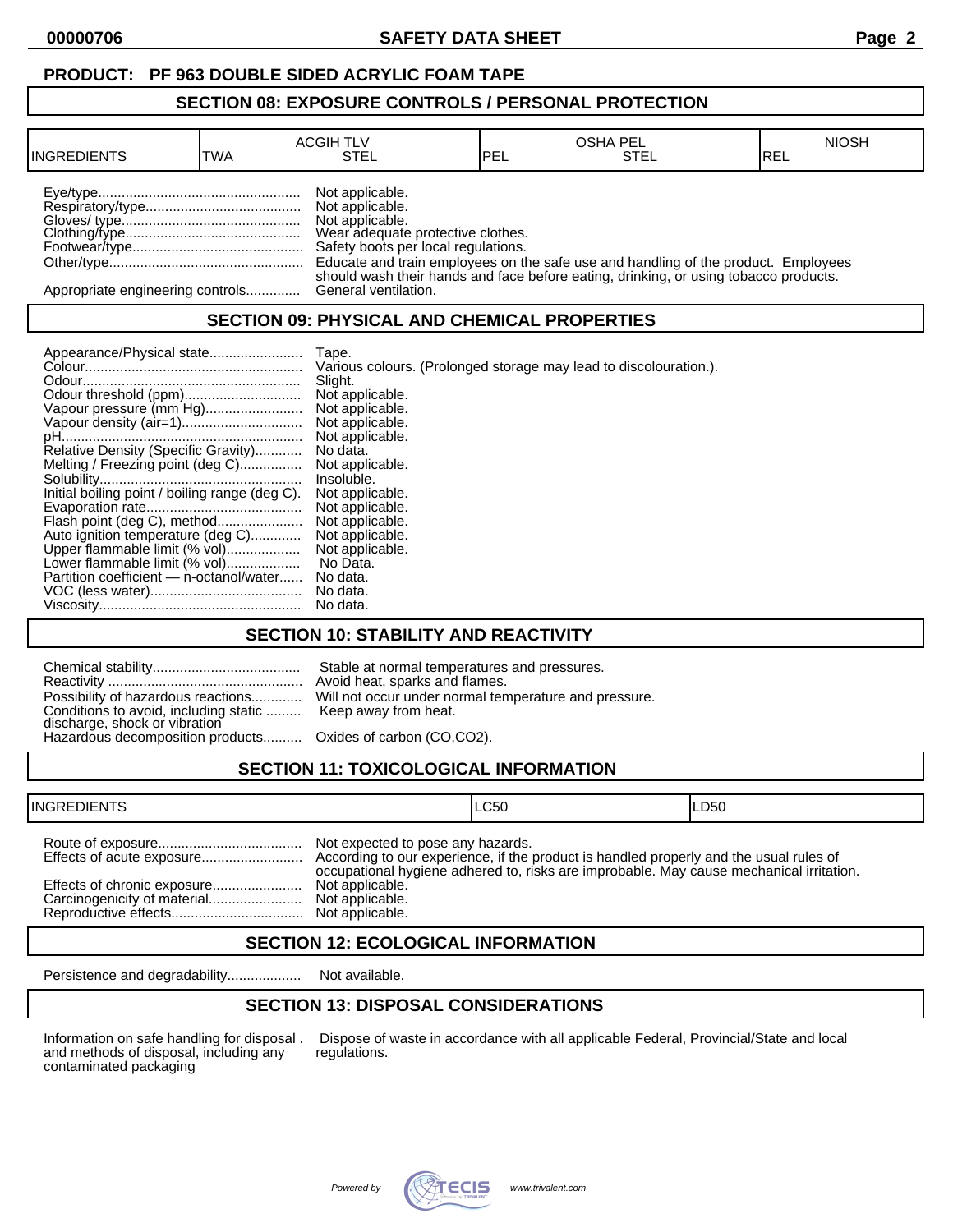**PRODUCT: PF 963 DOUBLE SIDED ACRYLIC FOAM TAPE**

## SECTION 08: EXPOSURE CONTROLS / PERSONAL PROTECTION

| INGREDIENTS | ACGIH TLV | | OSHA PEL | | NIOSH |
|---|---|---|---|---|---|
| | TWA | STEL | PEL | STEL | REL |

Eye/type.................................................... Not applicable.
Respiratory/type........................................ Not applicable.
Gloves/ type.............................................. Not applicable.
Clothing/type............................................. Wear adequate protective clothes.
Footwear/type............................................ Safety boots per local regulations.
Other/type.................................................. Educate and train employees on the safe use and handling of the product. Employees should wash their hands and face before eating, drinking, or using tobacco products.
Appropriate engineering controls.............. General ventilation.

## SECTION 09: PHYSICAL AND CHEMICAL PROPERTIES

Appearance/Physical state........................ Tape.
Colour........................................................ Various colours. (Prolonged storage may lead to discolouration.).
Odour......................................................... Slight.
Odour threshold (ppm).............................. Not applicable.
Vapour pressure (mm Hg)......................... Not applicable.
Vapour density (air=1)............................... Not applicable.
pH............................................................... Not applicable.
Relative Density (Specific Gravity)............ No data.
Melting / Freezing point (deg C)................ Not applicable.
Solubility..................................................... Insoluble.
Initial boiling point / boiling range (deg C). Not applicable.
Evaporation rate......................................... Not applicable.
Flash point (deg C), method...................... Not applicable.
Auto ignition temperature (deg C)............. Not applicable.
Upper flammable limit (% vol)................... Not applicable.
Lower flammable limit (% vol)................... No Data.
Partition coefficient — n-octanol/water...... No data.
VOC (less water)....................................... No data.
Viscosity..................................................... No data.

## SECTION 10: STABILITY AND REACTIVITY

Chemical stability...................................... Stable at normal temperatures and pressures.
Reactivity .................................................. Avoid heat, sparks and flames.
Possibility of hazardous reactions............. Will not occur under normal temperature and pressure.
Conditions to avoid, including static discharge, shock or vibration ......... Keep away from heat.
Hazardous decomposition products.......... Oxides of carbon (CO,CO2).

## SECTION 11: TOXICOLOGICAL INFORMATION

| INGREDIENTS | LC50 | LD50 |
|---|---|---|

Route of exposure..................................... Not expected to pose any hazards.
Effects of acute exposure.......................... According to our experience, if the product is handled properly and the usual rules of occupational hygiene adhered to, risks are improbable. May cause mechanical irritation.
Effects of chronic exposure....................... Not applicable.
Carcinogenicity of material........................ Not applicable.
Reproductive effects.................................. Not applicable.

## SECTION 12: ECOLOGICAL INFORMATION

Persistence and degradability................... Not available.

## SECTION 13: DISPOSAL CONSIDERATIONS

Information on safe handling for disposal and methods of disposal, including any contaminated packaging . Dispose of waste in accordance with all applicable Federal, Provincial/State and local regulations.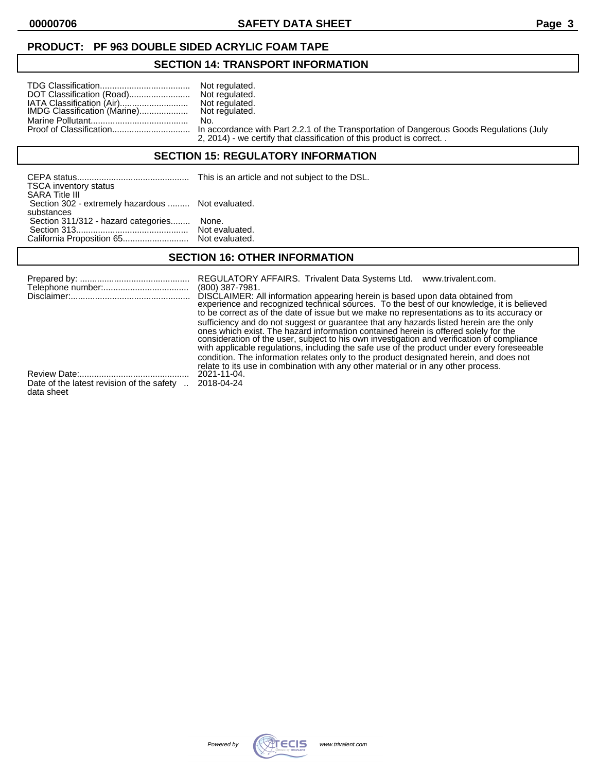## PRODUCT: PF 963 DOUBLE SIDED ACRYLIC FOAM TAPE

## SECTION 14: TRANSPORT INFORMATION

| | |
|---|---|
| TDG Classification.................................... | Not regulated. |
| DOT Classification (Road)......................... | Not regulated. |
| IATA Classification (Air)............................ | Not regulated. |
| IMDG Classification (Marine).................... | Not regulated. |
| Marine Pollutant........................................ | No. |
| Proof of Classification................................ | In accordance with Part 2.2.1 of the Transportation of Dangerous Goods Regulations (July 2, 2014) - we certify that classification of this product is correct. . |

## SECTION 15: REGULATORY INFORMATION

| | |
|---|---|
| CEPA status.............................................. | This is an article and not subject to the DSL. |
| TSCA inventory status | |
| SARA Title III | |
| Section 302 - extremely hazardous ......... substances | Not evaluated. |
| Section 311/312 - hazard categories........ | None. |
| Section 313............................................. | Not evaluated. |
| California Proposition 65........................... | Not evaluated. |

## SECTION 16: OTHER INFORMATION

| | |
|---|---|
| Prepared by: ............................................ | REGULATORY AFFAIRS. Trivalent Data Systems Ltd. www.trivalent.com. |
| Telephone number:................................... | (800) 387-7981. |
| Disclaimer:................................................. | DISCLAIMER: All information appearing herein is based upon data obtained from experience and recognized technical sources. To the best of our knowledge, it is believed to be correct as of the date of issue but we make no representations as to its accuracy or sufficiency and do not suggest or guarantee that any hazards listed herein are the only ones which exist. The hazard information contained herein is offered solely for the consideration of the user, subject to his own investigation and verification of compliance with applicable regulations, including the safe use of the product under every foreseeable condition. The information relates only to the product designated herein, and does not relate to its use in combination with any other material or in any other process. |
| Review Date:............................................ | 2021-11-04. |
| Date of the latest revision of the safety .. data sheet | 2018-04-24 |